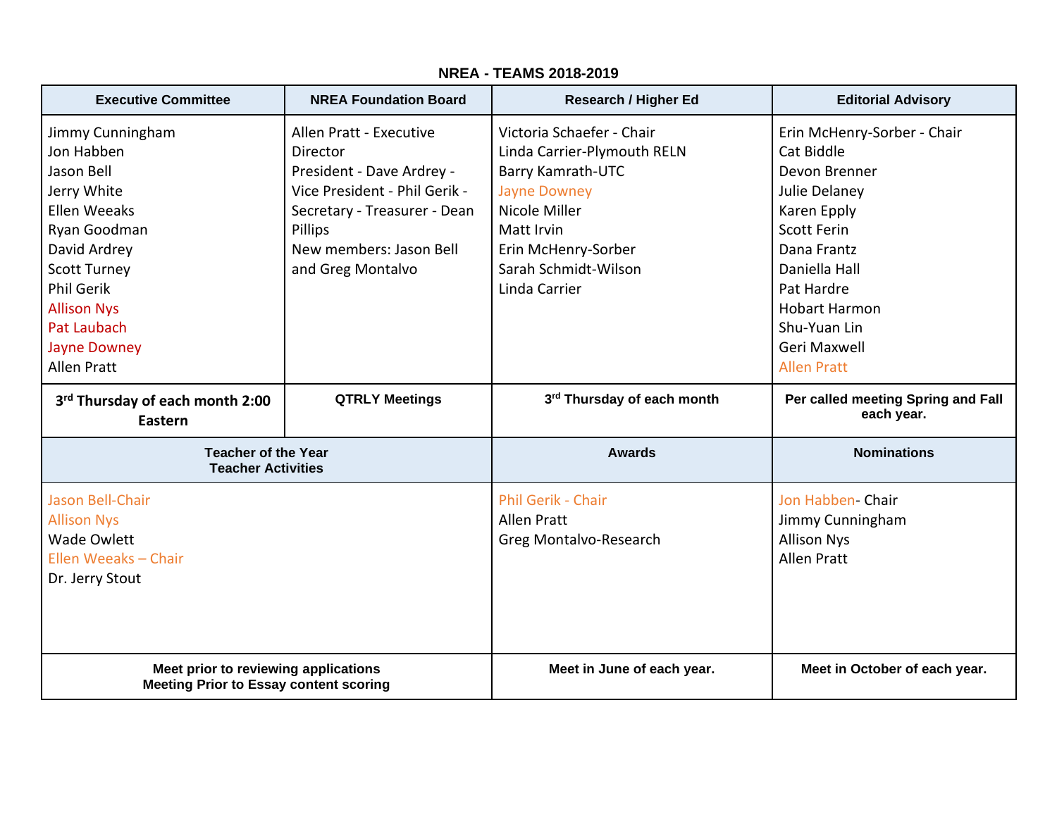## NREA - TEAMS 2018-2019

| Executive Committee | NREA Foundation Board | Research / Higher Ed | Editorial Advisory |
|---|---|---|---|
| Jimmy Cunningham<br>Jon Habben<br>Jason Bell<br>Jerry White<br>Ellen Weeaks<br>Ryan Goodman<br>David Ardrey<br>Scott Turney<br>Phil Gerik<br>Allison Nys<br>Pat Laubach<br>Jayne Downey<br>Allen Pratt | Allen Pratt - Executive Director<br>President - Dave Ardrey -<br>Vice President - Phil Gerik -<br>Secretary - Treasurer - Dean Pillips<br>New members: Jason Bell and Greg Montalvo | Victoria Schaefer - Chair<br>Linda Carrier-Plymouth RELN<br>Barry Kamrath-UTC<br>Jayne Downey<br>Nicole Miller<br>Matt Irvin<br>Erin McHenry-Sorber<br>Sarah Schmidt-Wilson<br>Linda Carrier | Erin McHenry-Sorber - Chair<br>Cat Biddle<br>Devon Brenner<br>Julie Delaney<br>Karen Epply<br>Scott Ferin<br>Dana Frantz<br>Daniella Hall<br>Pat Hardre<br>Hobart Harmon<br>Shu-Yuan Lin<br>Geri Maxwell<br>Allen Pratt |
| **3rd Thursday of each month 2:00 Eastern** | **QTRLY Meetings** | **3rd Thursday of each month** | **Per called meeting Spring and Fall each year.** |

| Teacher of the Year<br>Teacher Activities | Awards | Nominations |
|---|---|---|
| Jason Bell-Chair<br>Allison Nys<br>Wade Owlett<br>Ellen Weeaks – Chair<br>Dr. Jerry Stout | Phil Gerik - Chair<br>Allen Pratt<br>Greg Montalvo-Research | Jon Habben- Chair<br>Jimmy Cunningham<br>Allison Nys<br>Allen Pratt |
| **Meet prior to reviewing applications<br>Meeting Prior to Essay content scoring** | **Meet in June of each year.** | **Meet in October of each year.** |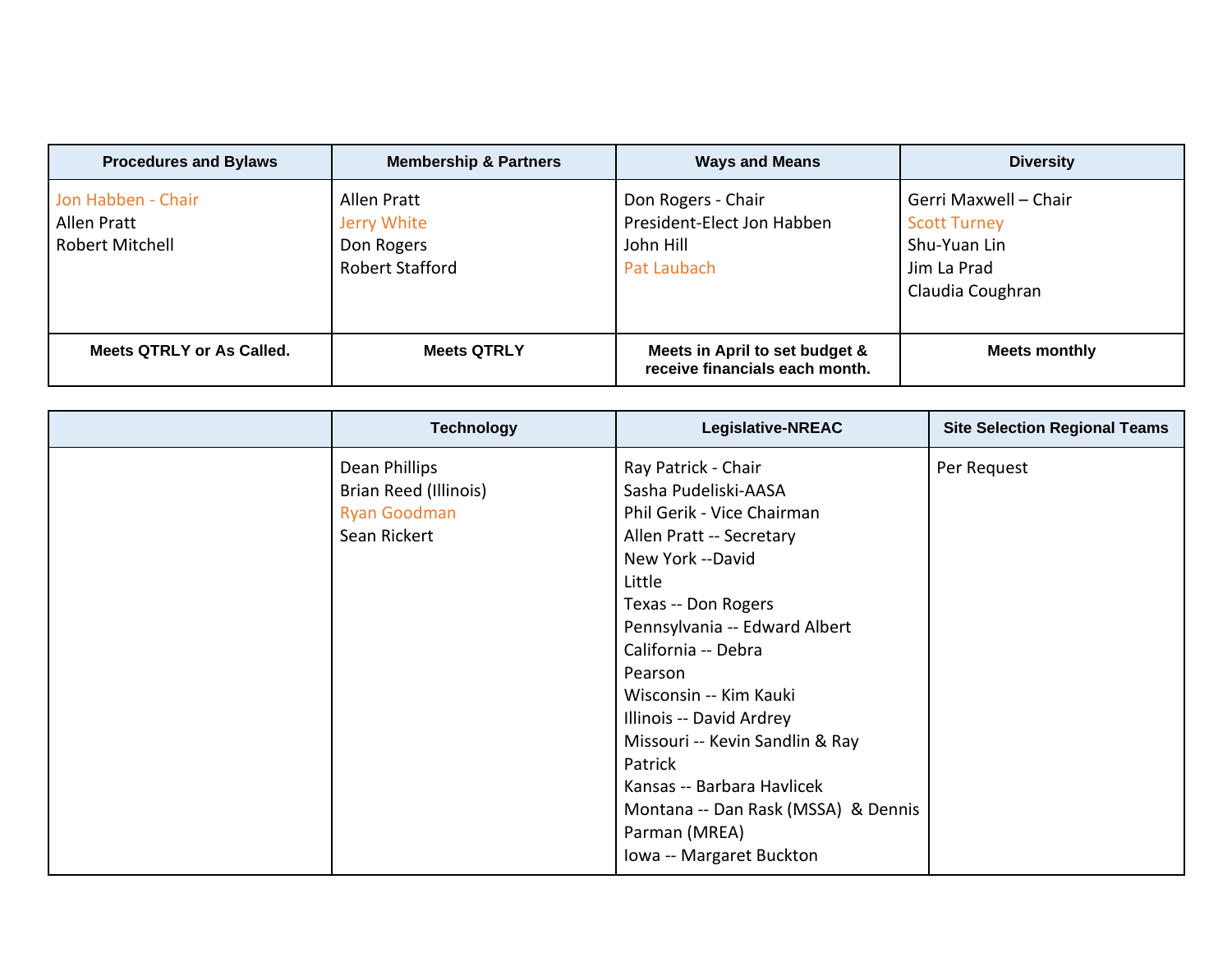| Procedures and Bylaws | Membership & Partners | Ways and Means | Diversity |
|---|---|---|---|
| Jon Habben - Chair<br>Allen Pratt<br>Robert Mitchell | Allen Pratt<br>Jerry White<br>Don Rogers<br>Robert Stafford | Don Rogers - Chair<br>President-Elect Jon Habben<br>John Hill<br>Pat Laubach | Gerri Maxwell – Chair<br>Scott Turney<br>Shu-Yuan Lin<br>Jim La Prad<br>Claudia Coughran |
| **Meets QTRLY or As Called.** | **Meets QTRLY** | **Meets in April to set budget & receive financials each month.** | **Meets monthly** |

| | Technology | Legislative-NREAC | Site Selection Regional Teams |
|---|---|---|---|
| | Dean Phillips<br>Brian Reed (Illinois)<br>Ryan Goodman<br>Sean Rickert | Ray Patrick - Chair<br>Sasha Pudeliski-AASA<br>Phil Gerik - Vice Chairman<br>Allen Pratt -- Secretary<br>New York --David Little<br>Texas -- Don Rogers<br>Pennsylvania -- Edward Albert<br>California -- Debra Pearson<br>Wisconsin -- Kim Kauki<br>Illinois -- David Ardrey<br>Missouri -- Kevin Sandlin & Ray Patrick<br>Kansas -- Barbara Havlicek<br>Montana -- Dan Rask (MSSA) & Dennis Parman (MREA)<br>Iowa -- Margaret Buckton | Per Request |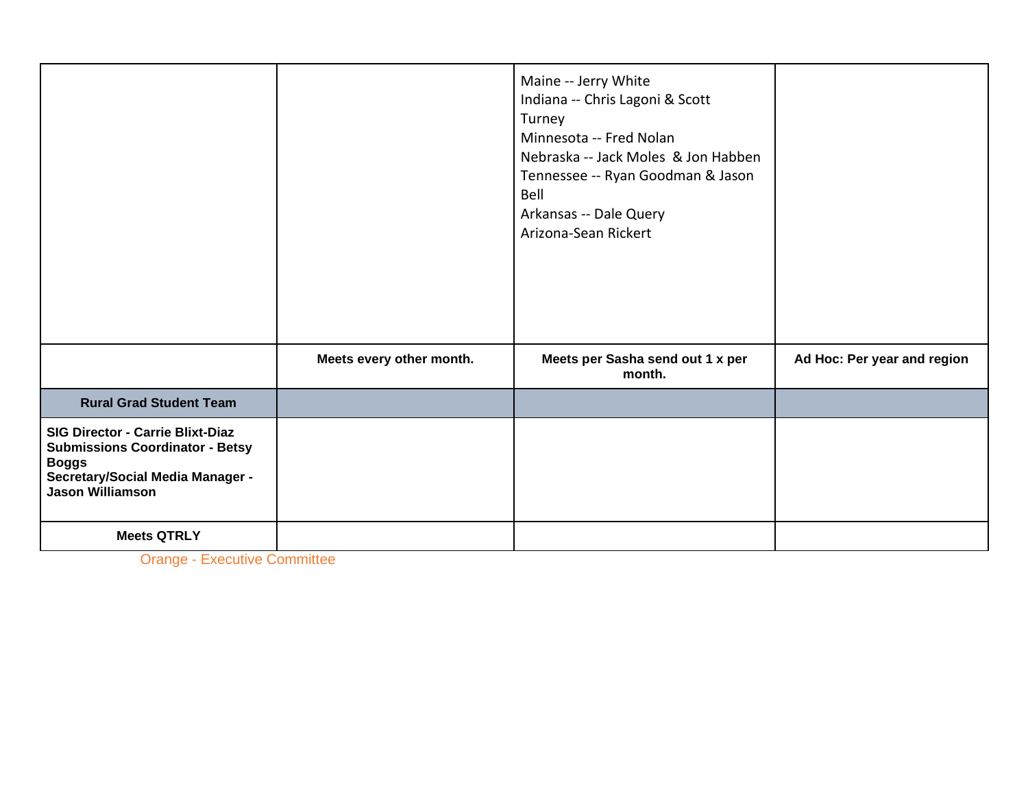| | | | |
|---|---|---|---|
| | | Maine -- Jerry White<br>Indiana -- Chris Lagoni & Scott Turney<br>Minnesota -- Fred Nolan<br>Nebraska -- Jack Moles & Jon Habben<br>Tennessee -- Ryan Goodman & Jason Bell<br>Arkansas -- Dale Query<br>Arizona-Sean Rickert | |
| | **Meets every other month.** | **Meets per Sasha send out 1 x per month.** | **Ad Hoc: Per year and region** |
| **Rural Grad Student Team** | | | |
| **SIG Director - Carrie Blixt-Diaz**<br>**Submissions Coordinator - Betsy Boggs**<br>**Secretary/Social Media Manager - Jason Williamson** | | | |
| **Meets QTRLY** | | | |

Orange - Executive Committee